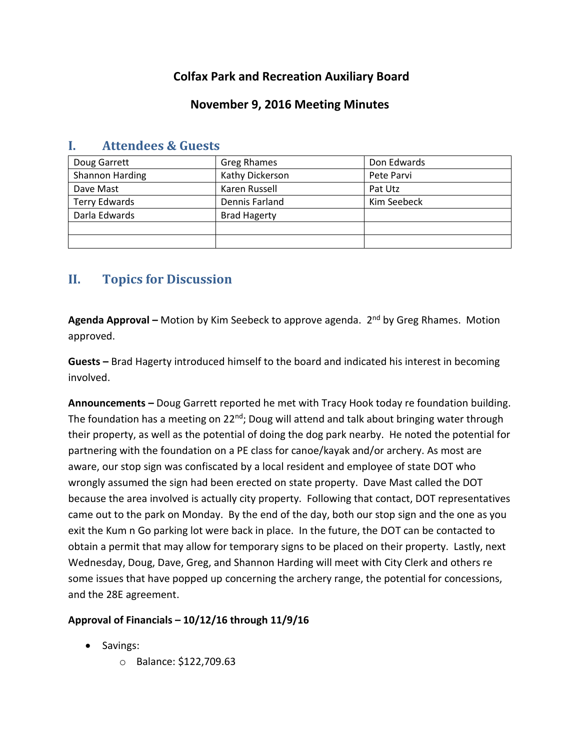# Colfax Park and Recreation Auxiliary Board

## November 9, 2016 Meeting Minutes

## I. Attendees & Guests

| | | |
|---|---|---|
| Doug Garrett | Greg Rhames | Don Edwards |
| Shannon Harding | Kathy Dickerson | Pete Parvi |
| Dave Mast | Karen Russell | Pat Utz |
| Terry Edwards | Dennis Farland | Kim Seebeck |
| Darla Edwards | Brad Hagerty | |
| | | |
| | | |

## II. Topics for Discussion

**Agenda Approval –** Motion by Kim Seebeck to approve agenda. 2nd by Greg Rhames. Motion approved.

**Guests –** Brad Hagerty introduced himself to the board and indicated his interest in becoming involved.

**Announcements –** Doug Garrett reported he met with Tracy Hook today re foundation building. The foundation has a meeting on 22nd; Doug will attend and talk about bringing water through their property, as well as the potential of doing the dog park nearby. He noted the potential for partnering with the foundation on a PE class for canoe/kayak and/or archery. As most are aware, our stop sign was confiscated by a local resident and employee of state DOT who wrongly assumed the sign had been erected on state property. Dave Mast called the DOT because the area involved is actually city property. Following that contact, DOT representatives came out to the park on Monday. By the end of the day, both our stop sign and the one as you exit the Kum n Go parking lot were back in place. In the future, the DOT can be contacted to obtain a permit that may allow for temporary signs to be placed on their property. Lastly, next Wednesday, Doug, Dave, Greg, and Shannon Harding will meet with City Clerk and others re some issues that have popped up concerning the archery range, the potential for concessions, and the 28E agreement.

**Approval of Financials – 10/12/16 through 11/9/16**

- Savings:
  - Balance: $122,709.63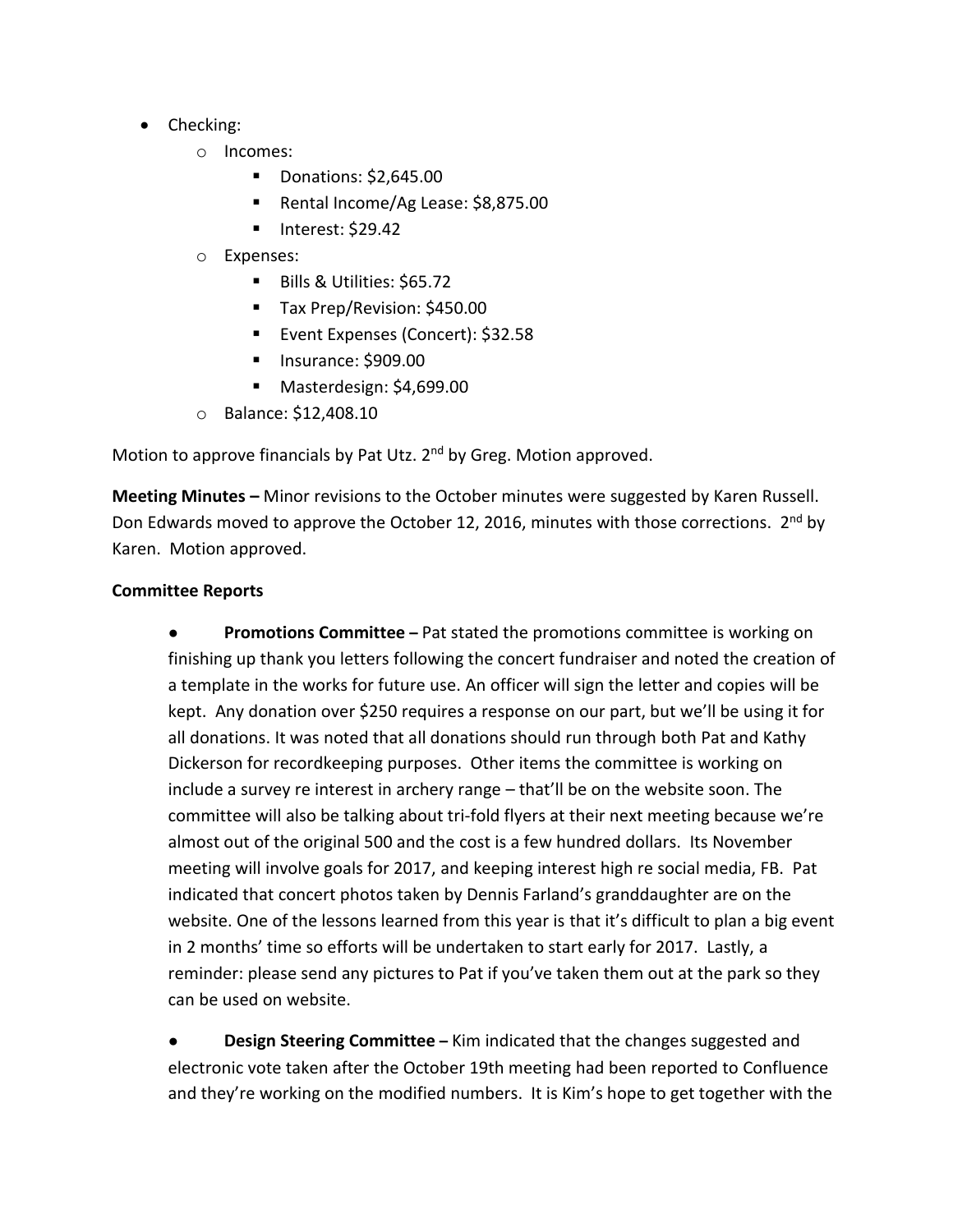- Checking:
  - Incomes:
    - Donations: $2,645.00
    - Rental Income/Ag Lease: $8,875.00
    - Interest: $29.42
  - Expenses:
    - Bills & Utilities: $65.72
    - Tax Prep/Revision: $450.00
    - Event Expenses (Concert): $32.58
    - Insurance: $909.00
    - Masterdesign: $4,699.00
  - Balance: $12,408.10

Motion to approve financials by Pat Utz. 2nd by Greg. Motion approved.

**Meeting Minutes –** Minor revisions to the October minutes were suggested by Karen Russell. Don Edwards moved to approve the October 12, 2016, minutes with those corrections. 2nd by Karen. Motion approved.

**Committee Reports**

- **Promotions Committee –** Pat stated the promotions committee is working on finishing up thank you letters following the concert fundraiser and noted the creation of a template in the works for future use. An officer will sign the letter and copies will be kept. Any donation over $250 requires a response on our part, but we'll be using it for all donations. It was noted that all donations should run through both Pat and Kathy Dickerson for recordkeeping purposes. Other items the committee is working on include a survey re interest in archery range – that'll be on the website soon. The committee will also be talking about tri-fold flyers at their next meeting because we're almost out of the original 500 and the cost is a few hundred dollars. Its November meeting will involve goals for 2017, and keeping interest high re social media, FB. Pat indicated that concert photos taken by Dennis Farland's granddaughter are on the website. One of the lessons learned from this year is that it's difficult to plan a big event in 2 months' time so efforts will be undertaken to start early for 2017. Lastly, a reminder: please send any pictures to Pat if you've taken them out at the park so they can be used on website.

- **Design Steering Committee –** Kim indicated that the changes suggested and electronic vote taken after the October 19th meeting had been reported to Confluence and they're working on the modified numbers. It is Kim's hope to get together with the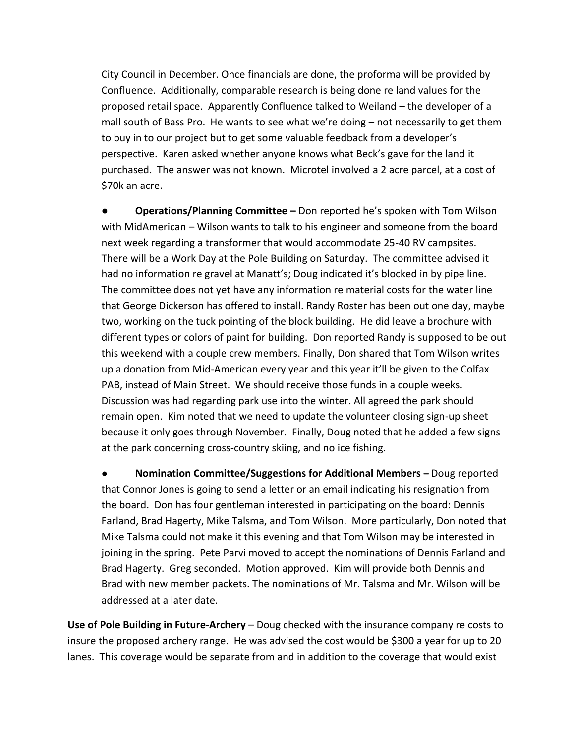City Council in December. Once financials are done, the proforma will be provided by Confluence. Additionally, comparable research is being done re land values for the proposed retail space. Apparently Confluence talked to Weiland – the developer of a mall south of Bass Pro. He wants to see what we're doing – not necessarily to get them to buy in to our project but to get some valuable feedback from a developer's perspective. Karen asked whether anyone knows what Beck's gave for the land it purchased. The answer was not known. Microtel involved a 2 acre parcel, at a cost of $70k an acre.

- **Operations/Planning Committee –** Don reported he's spoken with Tom Wilson with MidAmerican – Wilson wants to talk to his engineer and someone from the board next week regarding a transformer that would accommodate 25-40 RV campsites. There will be a Work Day at the Pole Building on Saturday. The committee advised it had no information re gravel at Manatt's; Doug indicated it's blocked in by pipe line. The committee does not yet have any information re material costs for the water line that George Dickerson has offered to install. Randy Roster has been out one day, maybe two, working on the tuck pointing of the block building. He did leave a brochure with different types or colors of paint for building. Don reported Randy is supposed to be out this weekend with a couple crew members. Finally, Don shared that Tom Wilson writes up a donation from Mid-American every year and this year it'll be given to the Colfax PAB, instead of Main Street. We should receive those funds in a couple weeks. Discussion was had regarding park use into the winter. All agreed the park should remain open. Kim noted that we need to update the volunteer closing sign-up sheet because it only goes through November. Finally, Doug noted that he added a few signs at the park concerning cross-country skiing, and no ice fishing.

- **Nomination Committee/Suggestions for Additional Members –** Doug reported that Connor Jones is going to send a letter or an email indicating his resignation from the board. Don has four gentleman interested in participating on the board: Dennis Farland, Brad Hagerty, Mike Talsma, and Tom Wilson. More particularly, Don noted that Mike Talsma could not make it this evening and that Tom Wilson may be interested in joining in the spring. Pete Parvi moved to accept the nominations of Dennis Farland and Brad Hagerty. Greg seconded. Motion approved. Kim will provide both Dennis and Brad with new member packets. The nominations of Mr. Talsma and Mr. Wilson will be addressed at a later date.

**Use of Pole Building in Future-Archery** – Doug checked with the insurance company re costs to insure the proposed archery range. He was advised the cost would be $300 a year for up to 20 lanes. This coverage would be separate from and in addition to the coverage that would exist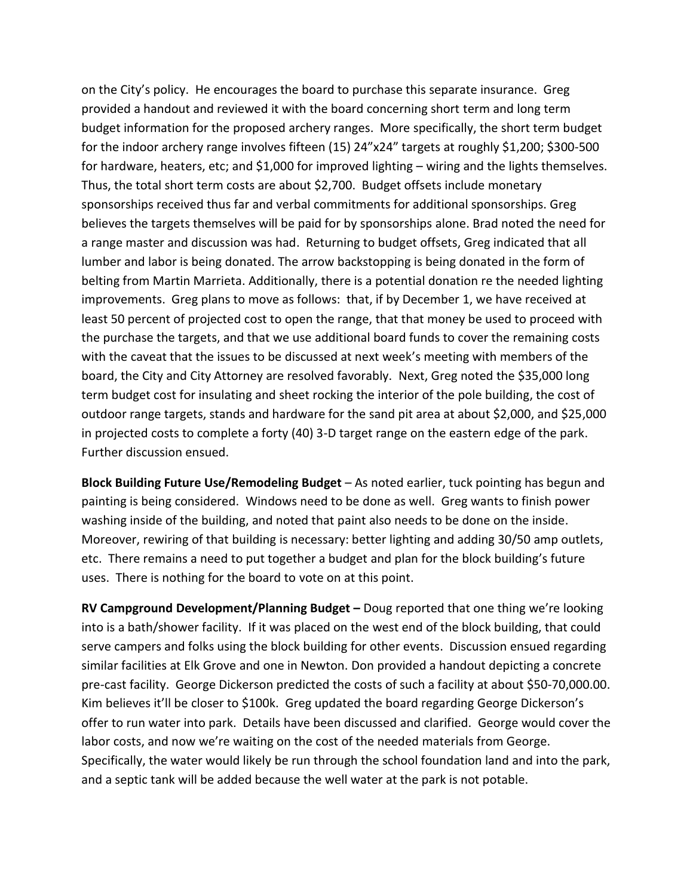on the City's policy. He encourages the board to purchase this separate insurance. Greg provided a handout and reviewed it with the board concerning short term and long term budget information for the proposed archery ranges. More specifically, the short term budget for the indoor archery range involves fifteen (15) 24"x24" targets at roughly $1,200; $300-500 for hardware, heaters, etc; and $1,000 for improved lighting – wiring and the lights themselves. Thus, the total short term costs are about $2,700. Budget offsets include monetary sponsorships received thus far and verbal commitments for additional sponsorships. Greg believes the targets themselves will be paid for by sponsorships alone. Brad noted the need for a range master and discussion was had. Returning to budget offsets, Greg indicated that all lumber and labor is being donated. The arrow backstopping is being donated in the form of belting from Martin Marrieta. Additionally, there is a potential donation re the needed lighting improvements. Greg plans to move as follows: that, if by December 1, we have received at least 50 percent of projected cost to open the range, that that money be used to proceed with the purchase the targets, and that we use additional board funds to cover the remaining costs with the caveat that the issues to be discussed at next week's meeting with members of the board, the City and City Attorney are resolved favorably. Next, Greg noted the $35,000 long term budget cost for insulating and sheet rocking the interior of the pole building, the cost of outdoor range targets, stands and hardware for the sand pit area at about $2,000, and $25,000 in projected costs to complete a forty (40) 3-D target range on the eastern edge of the park. Further discussion ensued.

**Block Building Future Use/Remodeling Budget** – As noted earlier, tuck pointing has begun and painting is being considered. Windows need to be done as well. Greg wants to finish power washing inside of the building, and noted that paint also needs to be done on the inside. Moreover, rewiring of that building is necessary: better lighting and adding 30/50 amp outlets, etc. There remains a need to put together a budget and plan for the block building's future uses. There is nothing for the board to vote on at this point.

**RV Campground Development/Planning Budget –** Doug reported that one thing we're looking into is a bath/shower facility. If it was placed on the west end of the block building, that could serve campers and folks using the block building for other events. Discussion ensued regarding similar facilities at Elk Grove and one in Newton. Don provided a handout depicting a concrete pre-cast facility. George Dickerson predicted the costs of such a facility at about $50-70,000.00. Kim believes it'll be closer to $100k. Greg updated the board regarding George Dickerson's offer to run water into park. Details have been discussed and clarified. George would cover the labor costs, and now we're waiting on the cost of the needed materials from George. Specifically, the water would likely be run through the school foundation land and into the park, and a septic tank will be added because the well water at the park is not potable.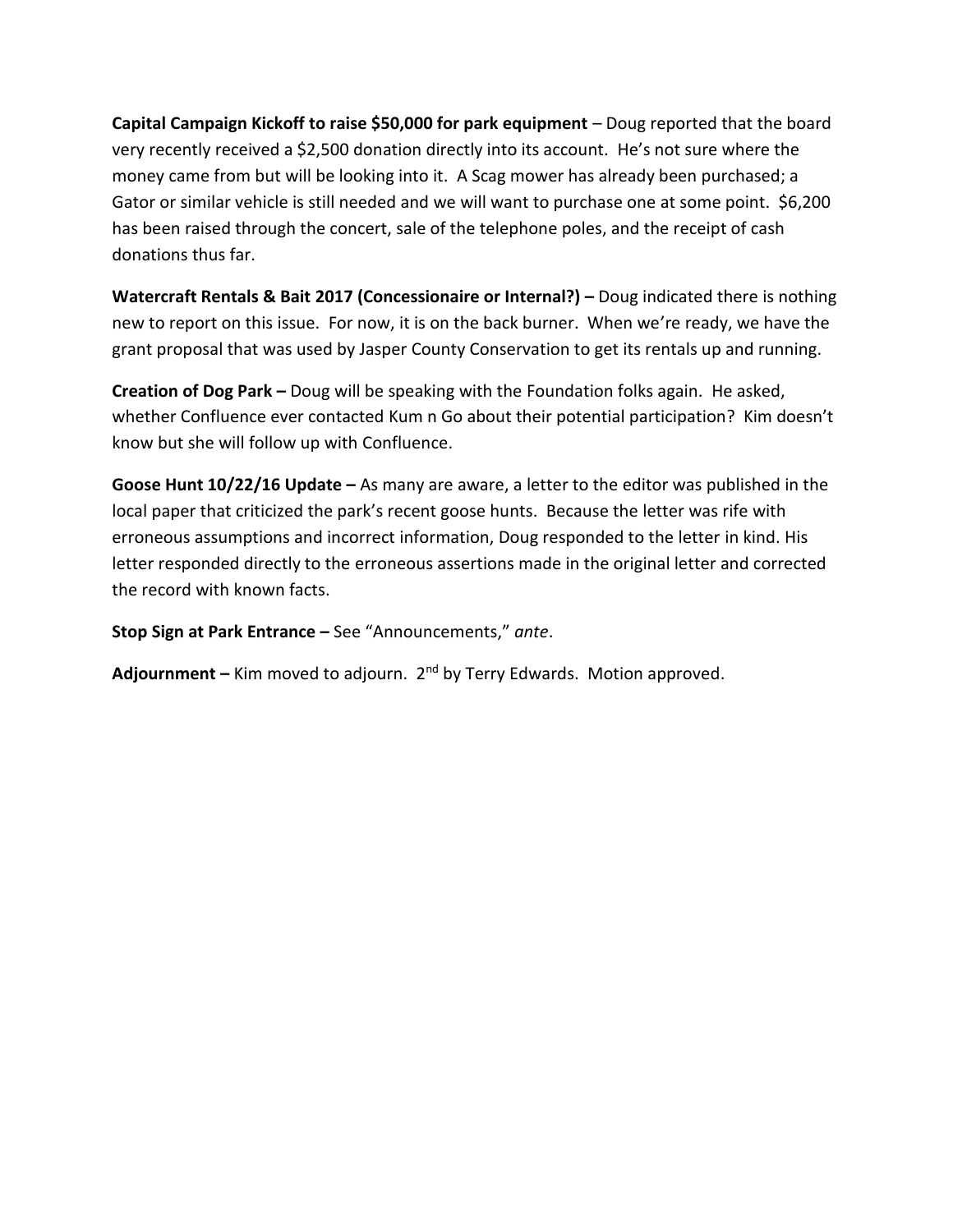**Capital Campaign Kickoff to raise $50,000 for park equipment** – Doug reported that the board very recently received a $2,500 donation directly into its account. He's not sure where the money came from but will be looking into it. A Scag mower has already been purchased; a Gator or similar vehicle is still needed and we will want to purchase one at some point. $6,200 has been raised through the concert, sale of the telephone poles, and the receipt of cash donations thus far.

**Watercraft Rentals & Bait 2017 (Concessionaire or Internal?) –** Doug indicated there is nothing new to report on this issue. For now, it is on the back burner. When we're ready, we have the grant proposal that was used by Jasper County Conservation to get its rentals up and running.

**Creation of Dog Park –** Doug will be speaking with the Foundation folks again. He asked, whether Confluence ever contacted Kum n Go about their potential participation? Kim doesn't know but she will follow up with Confluence.

**Goose Hunt 10/22/16 Update –** As many are aware, a letter to the editor was published in the local paper that criticized the park's recent goose hunts. Because the letter was rife with erroneous assumptions and incorrect information, Doug responded to the letter in kind. His letter responded directly to the erroneous assertions made in the original letter and corrected the record with known facts.

**Stop Sign at Park Entrance –** See "Announcements," *ante*.

**Adjournment –** Kim moved to adjourn. 2nd by Terry Edwards. Motion approved.